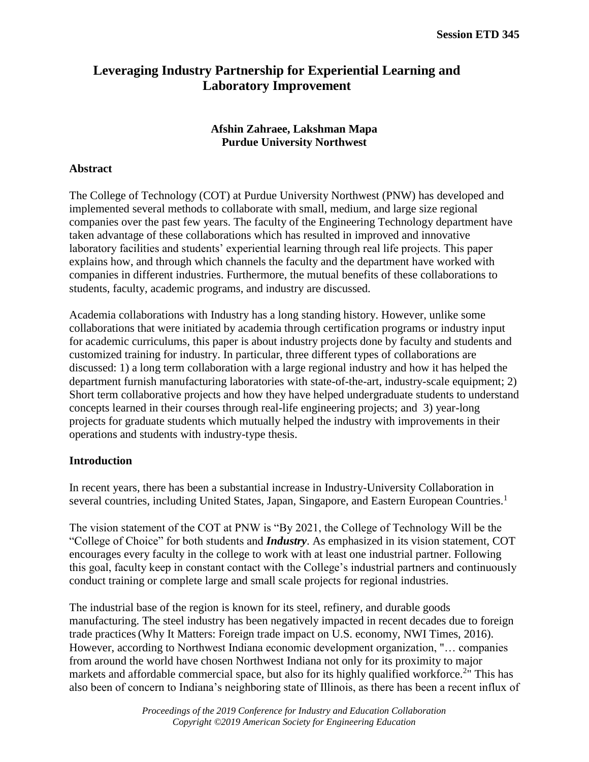# Leveraging Industry Partnership for Experiential Learning and Laboratory Improvement

**Afshin Zahraee, Lakshman Mapa**
**Purdue University Northwest**

## Abstract

The College of Technology (COT) at Purdue University Northwest (PNW) has developed and implemented several methods to collaborate with small, medium, and large size regional companies over the past few years. The faculty of the Engineering Technology department have taken advantage of these collaborations which has resulted in improved and innovative laboratory facilities and students' experiential learning through real life projects. This paper explains how, and through which channels the faculty and the department have worked with companies in different industries. Furthermore, the mutual benefits of these collaborations to students, faculty, academic programs, and industry are discussed.

Academia collaborations with Industry has a long standing history. However, unlike some collaborations that were initiated by academia through certification programs or industry input for academic curriculums, this paper is about industry projects done by faculty and students and customized training for industry. In particular, three different types of collaborations are discussed: 1) a long term collaboration with a large regional industry and how it has helped the department furnish manufacturing laboratories with state-of-the-art, industry-scale equipment; 2) Short term collaborative projects and how they have helped undergraduate students to understand concepts learned in their courses through real-life engineering projects; and 3) year-long projects for graduate students which mutually helped the industry with improvements in their operations and students with industry-type thesis.

## Introduction

In recent years, there has been a substantial increase in Industry-University Collaboration in several countries, including United States, Japan, Singapore, and Eastern European Countries.[1]

The vision statement of the COT at PNW is "By 2021, the College of Technology Will be the "College of Choice" for both students and ***Industry***. As emphasized in its vision statement, COT encourages every faculty in the college to work with at least one industrial partner. Following this goal, faculty keep in constant contact with the College's industrial partners and continuously conduct training or complete large and small scale projects for regional industries.

The industrial base of the region is known for its steel, refinery, and durable goods manufacturing. The steel industry has been negatively impacted in recent decades due to foreign trade practices (Why It Matters: Foreign trade impact on U.S. economy, NWI Times, 2016). However, according to Northwest Indiana economic development organization, "… companies from around the world have chosen Northwest Indiana not only for its proximity to major markets and affordable commercial space, but also for its highly qualified workforce.[2]" This has also been of concern to Indiana's neighboring state of Illinois, as there has been a recent influx of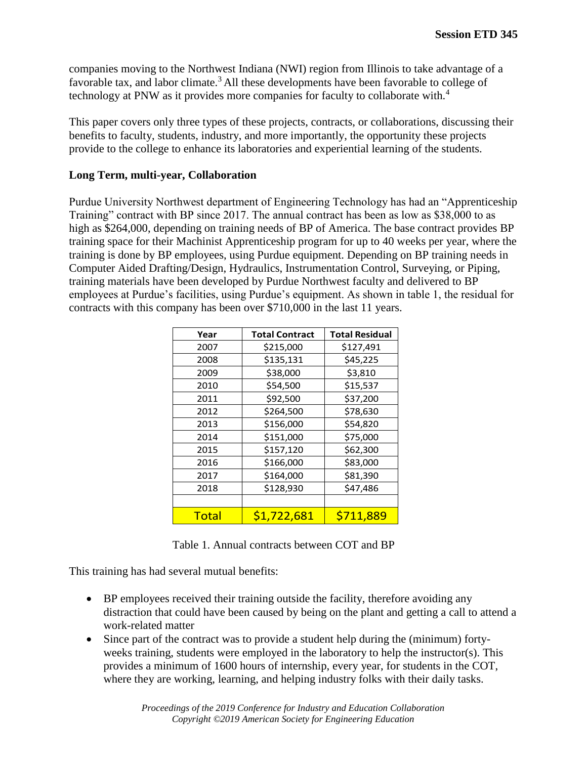companies moving to the Northwest Indiana (NWI) region from Illinois to take advantage of a favorable tax, and labor climate.[3] All these developments have been favorable to college of technology at PNW as it provides more companies for faculty to collaborate with.[4]

This paper covers only three types of these projects, contracts, or collaborations, discussing their benefits to faculty, students, industry, and more importantly, the opportunity these projects provide to the college to enhance its laboratories and experiential learning of the students.

**Long Term, multi-year, Collaboration**

Purdue University Northwest department of Engineering Technology has had an "Apprenticeship Training" contract with BP since 2017. The annual contract has been as low as $38,000 to as high as $264,000, depending on training needs of BP of America. The base contract provides BP training space for their Machinist Apprenticeship program for up to 40 weeks per year, where the training is done by BP employees, using Purdue equipment. Depending on BP training needs in Computer Aided Drafting/Design, Hydraulics, Instrumentation Control, Surveying, or Piping, training materials have been developed by Purdue Northwest faculty and delivered to BP employees at Purdue's facilities, using Purdue's equipment. As shown in table 1, the residual for contracts with this company has been over $710,000 in the last 11 years.

| Year | Total Contract | Total Residual |
|---|---|---|
| 2007 | $215,000 | $127,491 |
| 2008 | $135,131 | $45,225 |
| 2009 | $38,000 | $3,810 |
| 2010 | $54,500 | $15,537 |
| 2011 | $92,500 | $37,200 |
| 2012 | $264,500 | $78,630 |
| 2013 | $156,000 | $54,820 |
| 2014 | $151,000 | $75,000 |
| 2015 | $157,120 | $62,300 |
| 2016 | $166,000 | $83,000 |
| 2017 | $164,000 | $81,390 |
| 2018 | $128,930 | $47,486 |
| | | |
| Total | $1,722,681 | $711,889 |

Table 1. Annual contracts between COT and BP

This training has had several mutual benefits:

- BP employees received their training outside the facility, therefore avoiding any distraction that could have been caused by being on the plant and getting a call to attend a work-related matter
- Since part of the contract was to provide a student help during the (minimum) forty-weeks training, students were employed in the laboratory to help the instructor(s). This provides a minimum of 1600 hours of internship, every year, for students in the COT, where they are working, learning, and helping industry folks with their daily tasks.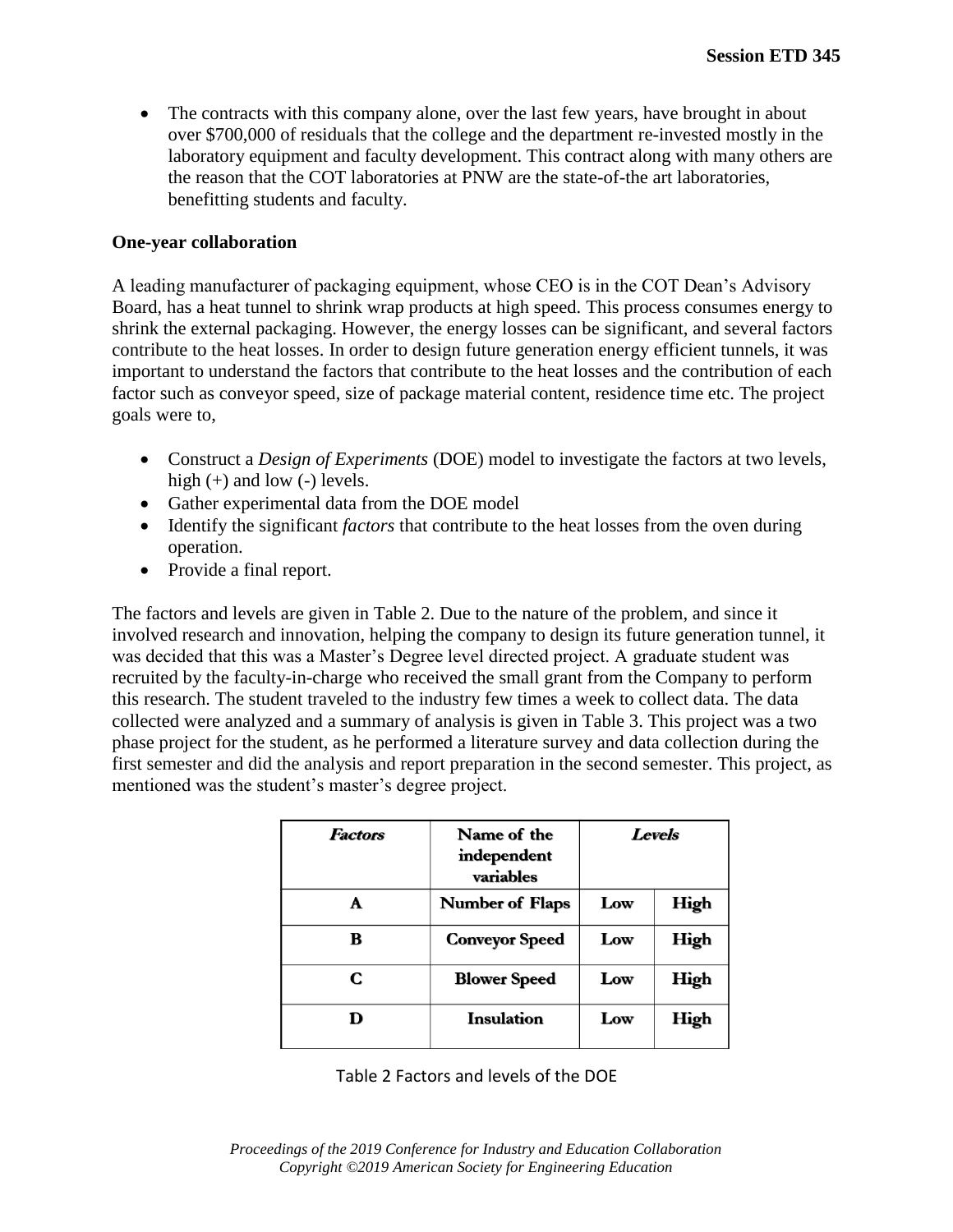- The contracts with this company alone, over the last few years, have brought in about over $700,000 of residuals that the college and the department re-invested mostly in the laboratory equipment and faculty development. This contract along with many others are the reason that the COT laboratories at PNW are the state-of-the art laboratories, benefitting students and faculty.

**One-year collaboration**

A leading manufacturer of packaging equipment, whose CEO is in the COT Dean's Advisory Board, has a heat tunnel to shrink wrap products at high speed. This process consumes energy to shrink the external packaging. However, the energy losses can be significant, and several factors contribute to the heat losses. In order to design future generation energy efficient tunnels, it was important to understand the factors that contribute to the heat losses and the contribution of each factor such as conveyor speed, size of package material content, residence time etc. The project goals were to,

- Construct a *Design of Experiments* (DOE) model to investigate the factors at two levels, high (+) and low (-) levels.
- Gather experimental data from the DOE model
- Identify the significant *factors* that contribute to the heat losses from the oven during operation.
- Provide a final report.

The factors and levels are given in Table 2. Due to the nature of the problem, and since it involved research and innovation, helping the company to design its future generation tunnel, it was decided that this was a Master's Degree level directed project. A graduate student was recruited by the faculty-in-charge who received the small grant from the Company to perform this research. The student traveled to the industry few times a week to collect data. The data collected were analyzed and a summary of analysis is given in Table 3. This project was a two phase project for the student, as he performed a literature survey and data collection during the first semester and did the analysis and report preparation in the second semester. This project, as mentioned was the student's master's degree project.

| *Factors* | Name of the independent variables | *Levels* | |
|---|---|---|---|
| **A** | **Number of Flaps** | **Low** | **High** |
| **B** | **Conveyor Speed** | **Low** | **High** |
| **C** | **Blower Speed** | **Low** | **High** |
| **D** | **Insulation** | **Low** | **High** |

Table 2 Factors and levels of the DOE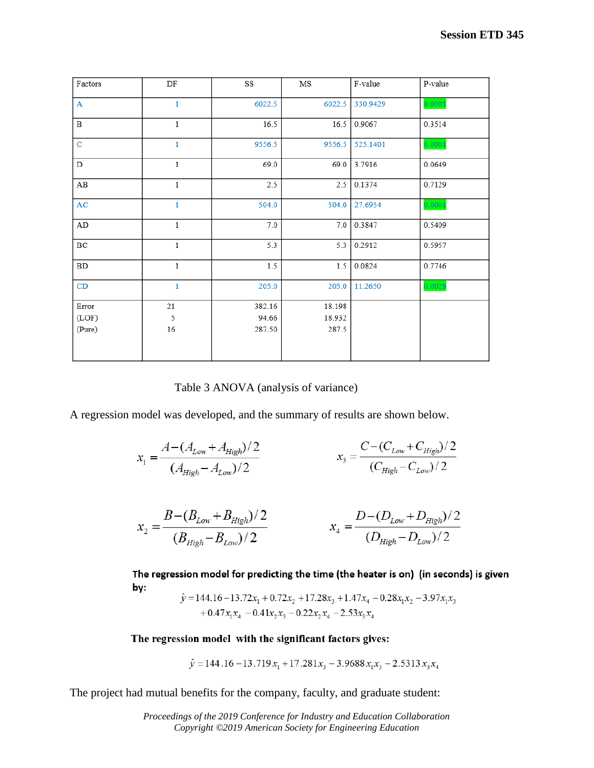| Factors | DF | SS | MS | F-value | P-value |
|---|---|---|---|---|---|
| A | 1 | 6022.5 | 6022.5 | 330.9429 | 0.0001 |
| B | 1 | 16.5 | 16.5 | 0.9067 | 0.3514 |
| C | 1 | 9556.5 | 9556.5 | 525.1401 | 0.0001 |
| D | 1 | 69.0 | 69.0 | 3.7916 | 0.0649 |
| AB | 1 | 2.5 | 2.5 | 0.1374 | 0.7129 |
| AC | 1 | 504.0 | 504.0 | 27.6954 | 0.0001 |
| AD | 1 | 7.0 | 7.0 | 0.3847 | 0.5409 |
| BC | 1 | 5.3 | 5.3 | 0.2912 | 0.5957 |
| BD | 1 | 1.5 | 1.5 | 0.0824 | 0.7746 |
| CD | 1 | 205.0 | 205.0 | 11.2650 | 0.0029 |
| Error<br>(LOF)<br>(Pure) | 21<br>5<br>16 | 382.16<br>94.66<br>287.50 | 18.198<br>18.932<br>287.5 | | |

Table 3 ANOVA (analysis of variance)

A regression model was developed, and the summary of results are shown below.

$$x_1 = \frac{A - (A_{Low} + A_{High})/2}{(A_{High} - A_{Low})/2} \qquad x_3 = \frac{C - (C_{Low} + C_{High})/2}{(C_{High} - C_{Low})/2}$$

$$x_2 = \frac{B - (B_{Low} + B_{High})/2}{(B_{High} - B_{Low})/2} \qquad x_4 = \frac{D - (D_{Low} + D_{High})/2}{(D_{High} - D_{Low})/2}$$

**The regression model for predicting the time (the heater is on) (in seconds) is given by:**

$$\hat{y} = 144.16 - 13.72x_1 + 0.72x_2 + 17.28x_3 + 1.47x_4 - 0.28x_1x_2 - 3.97x_1x_3 + 0.47x_1x_4 - 0.41x_2x_3 - 0.22x_2x_4 - 2.53x_3x_4$$

**The regression model with the significant factors gives:**

$$\hat{y} = 144.16 - 13.719x_1 + 17.281x_3 - 3.9688x_1x_3 - 2.5313x_3x_4$$

The project had mutual benefits for the company, faculty, and graduate student: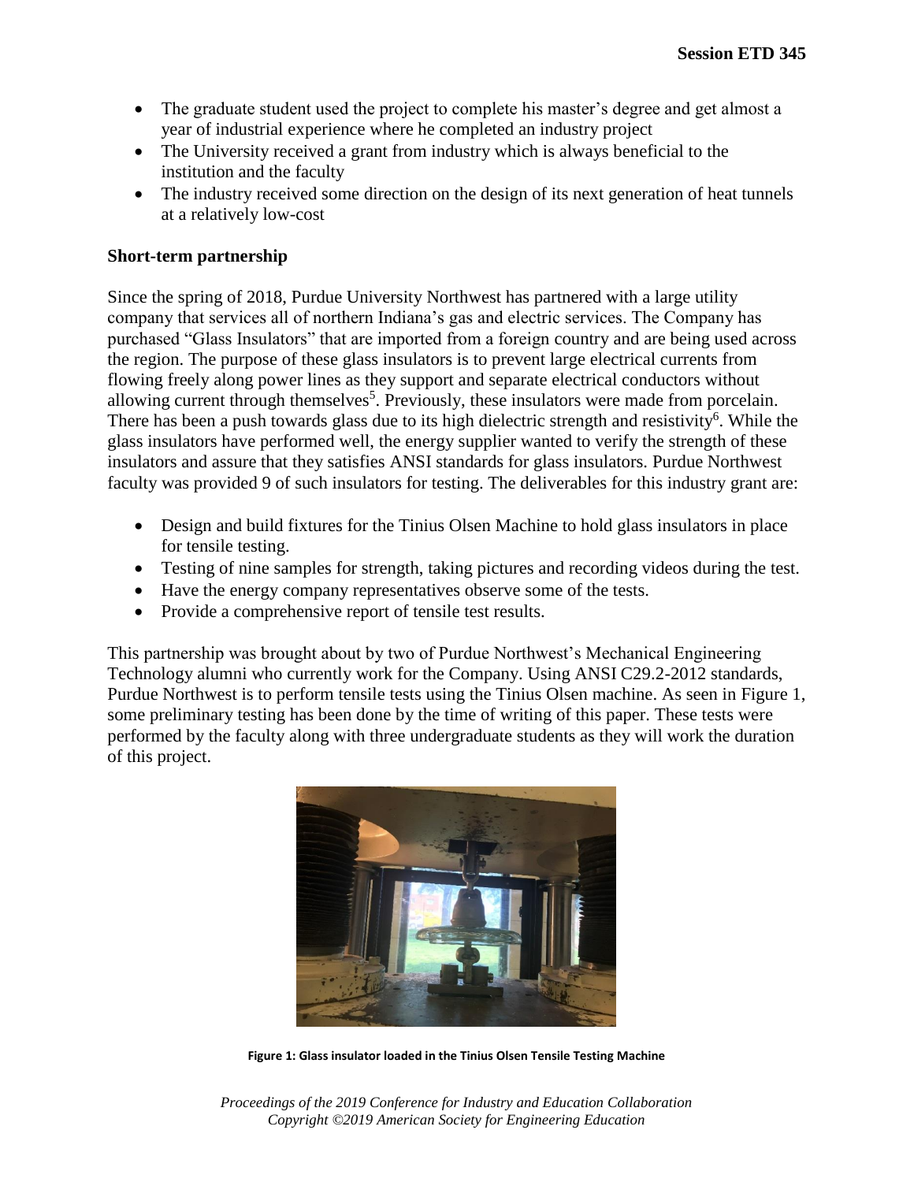- The graduate student used the project to complete his master's degree and get almost a year of industrial experience where he completed an industry project
- The University received a grant from industry which is always beneficial to the institution and the faculty
- The industry received some direction on the design of its next generation of heat tunnels at a relatively low-cost

**Short-term partnership**

Since the spring of 2018, Purdue University Northwest has partnered with a large utility company that services all of northern Indiana's gas and electric services. The Company has purchased "Glass Insulators" that are imported from a foreign country and are being used across the region. The purpose of these glass insulators is to prevent large electrical currents from flowing freely along power lines as they support and separate electrical conductors without allowing current through themselves[5]. Previously, these insulators were made from porcelain. There has been a push towards glass due to its high dielectric strength and resistivity[6]. While the glass insulators have performed well, the energy supplier wanted to verify the strength of these insulators and assure that they satisfies ANSI standards for glass insulators. Purdue Northwest faculty was provided 9 of such insulators for testing. The deliverables for this industry grant are:

- Design and build fixtures for the Tinius Olsen Machine to hold glass insulators in place for tensile testing.
- Testing of nine samples for strength, taking pictures and recording videos during the test.
- Have the energy company representatives observe some of the tests.
- Provide a comprehensive report of tensile test results.

This partnership was brought about by two of Purdue Northwest's Mechanical Engineering Technology alumni who currently work for the Company. Using ANSI C29.2-2012 standards, Purdue Northwest is to perform tensile tests using the Tinius Olsen machine. As seen in Figure 1, some preliminary testing has been done by the time of writing of this paper. These tests were performed by the faculty along with three undergraduate students as they will work the duration of this project.

**Figure 1: Glass insulator loaded in the Tinius Olsen Tensile Testing Machine**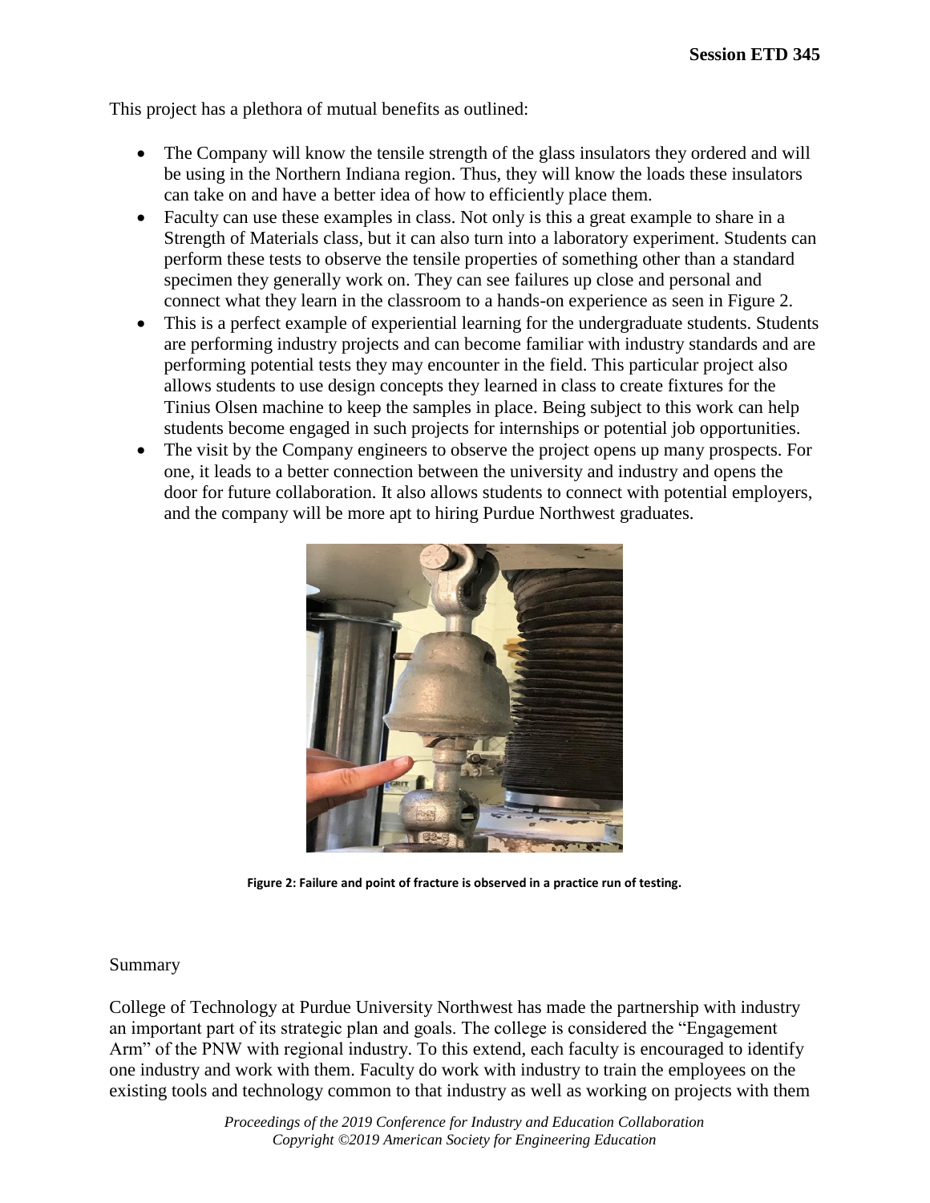This project has a plethora of mutual benefits as outlined:

- The Company will know the tensile strength of the glass insulators they ordered and will be using in the Northern Indiana region. Thus, they will know the loads these insulators can take on and have a better idea of how to efficiently place them.
- Faculty can use these examples in class. Not only is this a great example to share in a Strength of Materials class, but it can also turn into a laboratory experiment. Students can perform these tests to observe the tensile properties of something other than a standard specimen they generally work on. They can see failures up close and personal and connect what they learn in the classroom to a hands-on experience as seen in Figure 2.
- This is a perfect example of experiential learning for the undergraduate students. Students are performing industry projects and can become familiar with industry standards and are performing potential tests they may encounter in the field. This particular project also allows students to use design concepts they learned in class to create fixtures for the Tinius Olsen machine to keep the samples in place. Being subject to this work can help students become engaged in such projects for internships or potential job opportunities.
- The visit by the Company engineers to observe the project opens up many prospects. For one, it leads to a better connection between the university and industry and opens the door for future collaboration. It also allows students to connect with potential employers, and the company will be more apt to hiring Purdue Northwest graduates.

**Figure 2: Failure and point of fracture is observed in a practice run of testing.**

## Summary

College of Technology at Purdue University Northwest has made the partnership with industry an important part of its strategic plan and goals. The college is considered the "Engagement Arm" of the PNW with regional industry. To this extend, each faculty is encouraged to identify one industry and work with them. Faculty do work with industry to train the employees on the existing tools and technology common to that industry as well as working on projects with them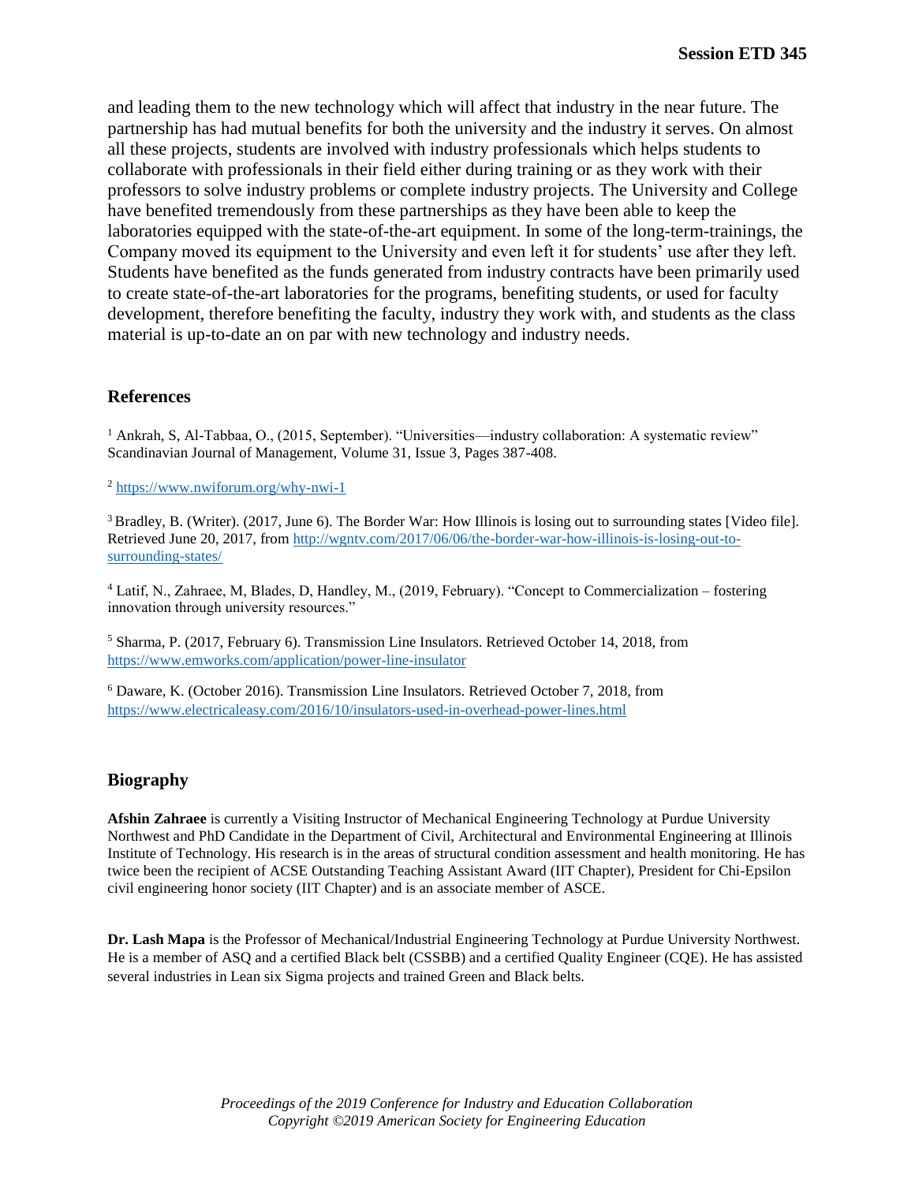and leading them to the new technology which will affect that industry in the near future. The partnership has had mutual benefits for both the university and the industry it serves. On almost all these projects, students are involved with industry professionals which helps students to collaborate with professionals in their field either during training or as they work with their professors to solve industry problems or complete industry projects. The University and College have benefited tremendously from these partnerships as they have been able to keep the laboratories equipped with the state-of-the-art equipment. In some of the long-term-trainings, the Company moved its equipment to the University and even left it for students' use after they left. Students have benefited as the funds generated from industry contracts have been primarily used to create state-of-the-art laboratories for the programs, benefiting students, or used for faculty development, therefore benefiting the faculty, industry they work with, and students as the class material is up-to-date an on par with new technology and industry needs.

## References

[1] Ankrah, S, Al-Tabbaa, O., (2015, September). "Universities—industry collaboration: A systematic review" Scandinavian Journal of Management, Volume 31, Issue 3, Pages 387-408.

[2] https://www.nwiforum.org/why-nwi-1

[3] Bradley, B. (Writer). (2017, June 6). The Border War: How Illinois is losing out to surrounding states [Video file]. Retrieved June 20, 2017, from http://wgntv.com/2017/06/06/the-border-war-how-illinois-is-losing-out-to-surrounding-states/

[4] Latif, N., Zahraee, M, Blades, D, Handley, M., (2019, February). "Concept to Commercialization – fostering innovation through university resources."

[5] Sharma, P. (2017, February 6). Transmission Line Insulators. Retrieved October 14, 2018, from https://www.emworks.com/application/power-line-insulator

[6] Daware, K. (October 2016). Transmission Line Insulators. Retrieved October 7, 2018, from https://www.electricaleasy.com/2016/10/insulators-used-in-overhead-power-lines.html

## Biography

**Afshin Zahraee** is currently a Visiting Instructor of Mechanical Engineering Technology at Purdue University Northwest and PhD Candidate in the Department of Civil, Architectural and Environmental Engineering at Illinois Institute of Technology. His research is in the areas of structural condition assessment and health monitoring. He has twice been the recipient of ACSE Outstanding Teaching Assistant Award (IIT Chapter), President for Chi-Epsilon civil engineering honor society (IIT Chapter) and is an associate member of ASCE.

**Dr. Lash Mapa** is the Professor of Mechanical/Industrial Engineering Technology at Purdue University Northwest. He is a member of ASQ and a certified Black belt (CSSBB) and a certified Quality Engineer (CQE). He has assisted several industries in Lean six Sigma projects and trained Green and Black belts.